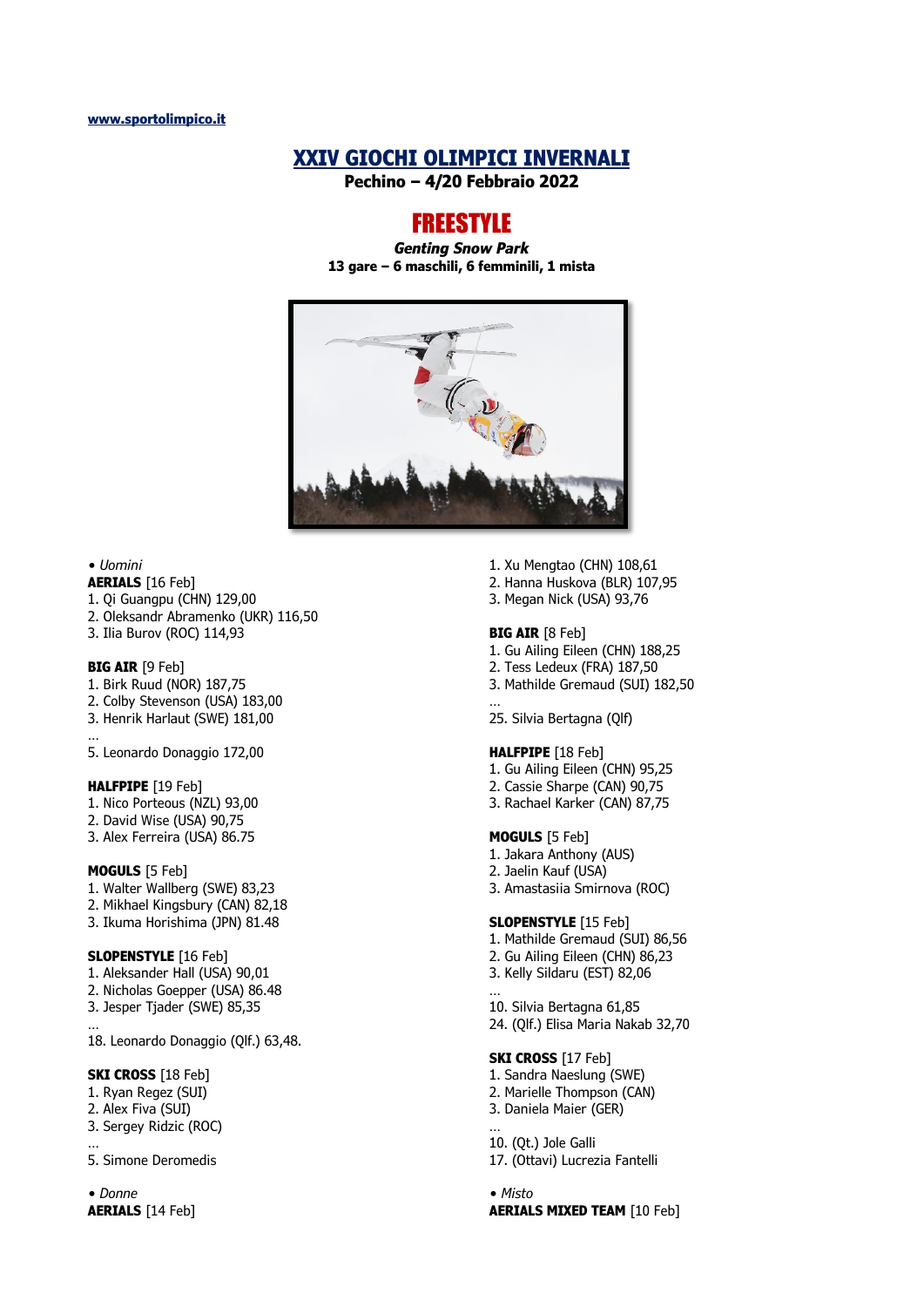www.sportolimpico.it

# XXIV GIOCHI OLIMPICI INVERNALI

**Pechino – 4/20 Febbraio 2022**

## FREESTYLE

***Genting Snow Park***

**13 gare – 6 maschili, 6 femminili, 1 mista**

*• Uomini*

**AERIALS** [16 Feb]
1. Qi Guangpu (CHN) 129,00
2. Oleksandr Abramenko (UKR) 116,50
3. Ilia Burov (ROC) 114,93

**BIG AIR** [9 Feb]
1. Birk Ruud (NOR) 187,75
2. Colby Stevenson (USA) 183,00
3. Henrik Harlaut (SWE) 181,00

…
5. Leonardo Donaggio 172,00

**HALFPIPE** [19 Feb]
1. Nico Porteous (NZL) 93,00
2. David Wise (USA) 90,75
3. Alex Ferreira (USA) 86.75

**MOGULS** [5 Feb]
1. Walter Wallberg (SWE) 83,23
2. Mikhael Kingsbury (CAN) 82,18
3. Ikuma Horishima (JPN) 81.48

**SLOPENSTYLE** [16 Feb]
1. Aleksander Hall (USA) 90,01
2. Nicholas Goepper (USA) 86.48
3. Jesper Tjader (SWE) 85,35

…
18. Leonardo Donaggio (Qlf.) 63,48.

**SKI CROSS** [18 Feb]
1. Ryan Regez (SUI)
2. Alex Fiva (SUI)
3. Sergey Ridzic (ROC)

…
5. Simone Deromedis

*• Donne*

**AERIALS** [14 Feb]
1. Xu Mengtao (CHN) 108,61
2. Hanna Huskova (BLR) 107,95
3. Megan Nick (USA) 93,76

**BIG AIR** [8 Feb]
1. Gu Ailing Eileen (CHN) 188,25
2. Tess Ledeux (FRA) 187,50
3. Mathilde Gremaud (SUI) 182,50

…
25. Silvia Bertagna (Qlf)

**HALFPIPE** [18 Feb]
1. Gu Ailing Eileen (CHN) 95,25
2. Cassie Sharpe (CAN) 90,75
3. Rachael Karker (CAN) 87,75

**MOGULS** [5 Feb]
1. Jakara Anthony (AUS)
2. Jaelin Kauf (USA)
3. Amastasiia Smirnova (ROC)

**SLOPENSTYLE** [15 Feb]
1. Mathilde Gremaud (SUI) 86,56
2. Gu Ailing Eileen (CHN) 86,23
3. Kelly Sildaru (EST) 82,06

…
10. Silvia Bertagna 61,85
24. (Qlf.) Elisa Maria Nakab 32,70

**SKI CROSS** [17 Feb]
1. Sandra Naeslung (SWE)
2. Marielle Thompson (CAN)
3. Daniela Maier (GER)

…
10. (Qt.) Jole Galli
17. (Ottavi) Lucrezia Fantelli

*• Misto*

**AERIALS MIXED TEAM** [10 Feb]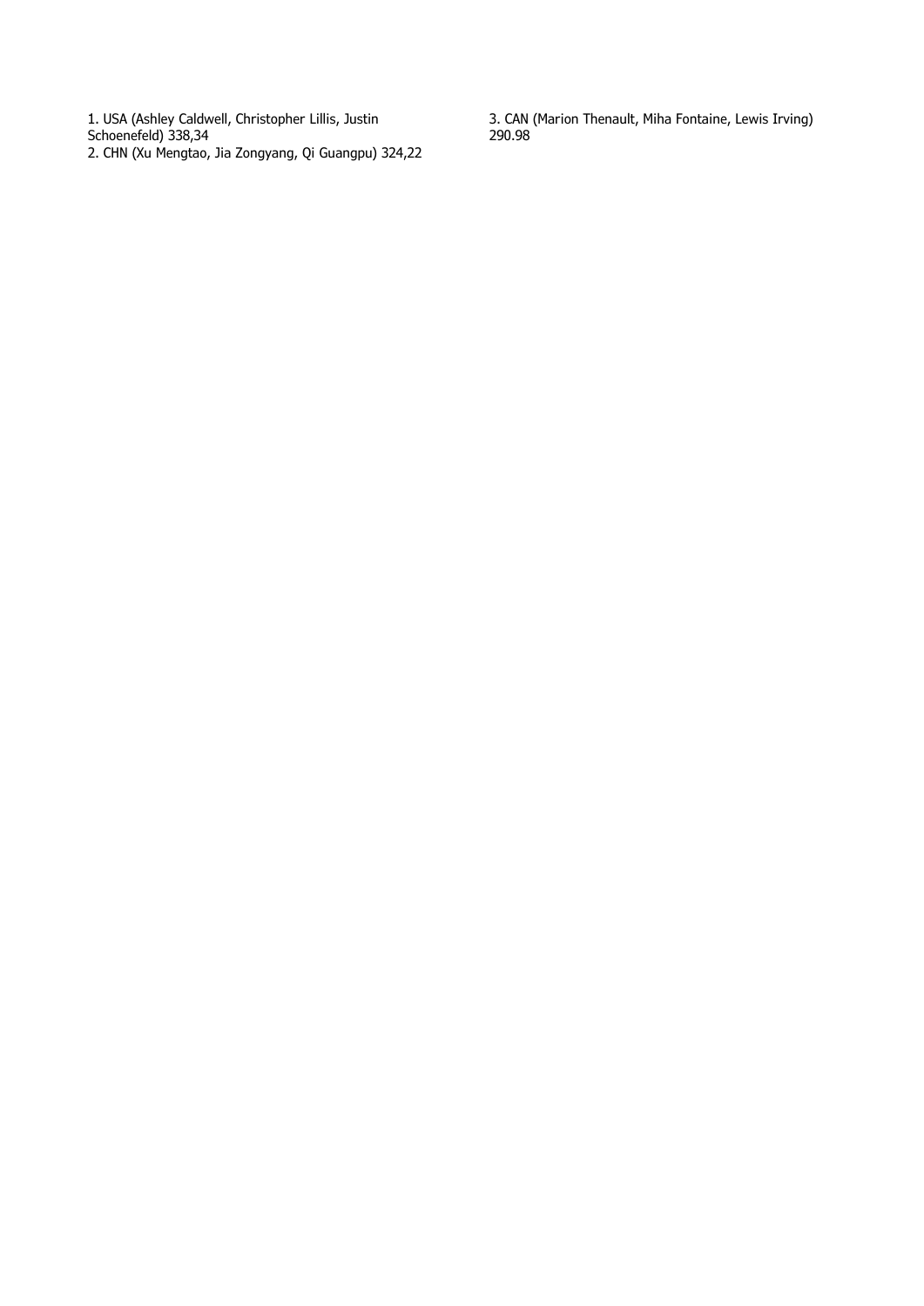1. USA (Ashley Caldwell, Christopher Lillis, Justin Schoenefeld) 338,34
2. CHN (Xu Mengtao, Jia Zongyang, Qi Guangpu) 324,22
3. CAN (Marion Thenault, Miha Fontaine, Lewis Irving) 290.98